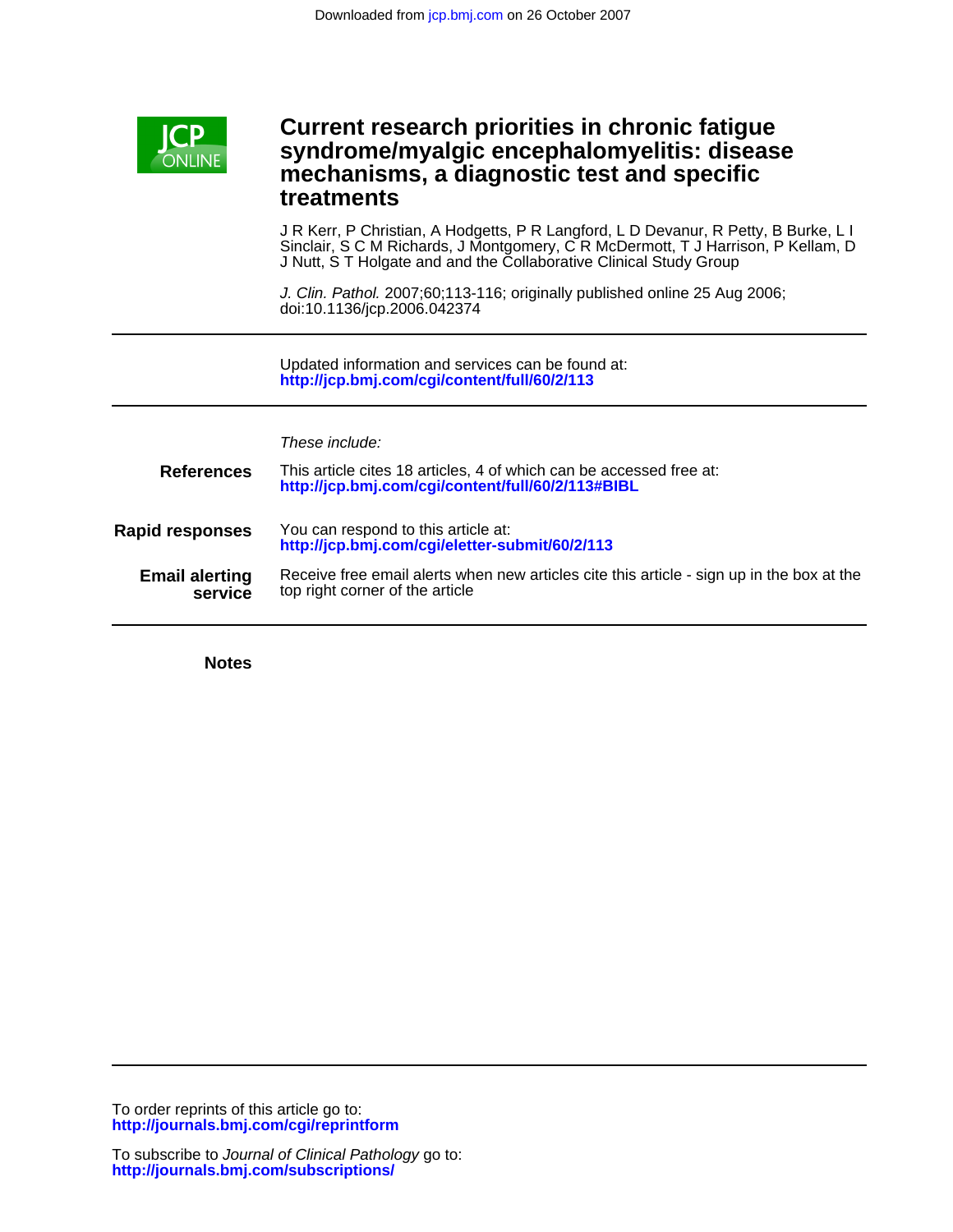Downloaded from jcp.bmj.com on 26 October 2007

# Current research priorities in chronic fatigue syndrome/myalgic encephalomyelitis: disease mechanisms, a diagnostic test and specific treatments

J R Kerr, P Christian, A Hodgetts, P R Langford, L D Devanur, R Petty, B Burke, L I Sinclair, S C M Richards, J Montgomery, C R McDermott, T J Harrison, P Kellam, D J Nutt, S T Holgate and and the Collaborative Clinical Study Group

*J. Clin. Pathol.* 2007;60;113-116; originally published online 25 Aug 2006;
doi:10.1136/jcp.2006.042374

Updated information and services can be found at:
**http://jcp.bmj.com/cgi/content/full/60/2/113**

*These include:*

**References** This article cites 18 articles, 4 of which can be accessed free at:
**http://jcp.bmj.com/cgi/content/full/60/2/113#BIBL**

**Rapid responses** You can respond to this article at:
**http://jcp.bmj.com/cgi/eletter-submit/60/2/113**

**Email alerting service** Receive free email alerts when new articles cite this article - sign up in the box at the top right corner of the article

**Notes**

To order reprints of this article go to:
**http://journals.bmj.com/cgi/reprintform**

To subscribe to *Journal of Clinical Pathology* go to:
**http://journals.bmj.com/subscriptions/**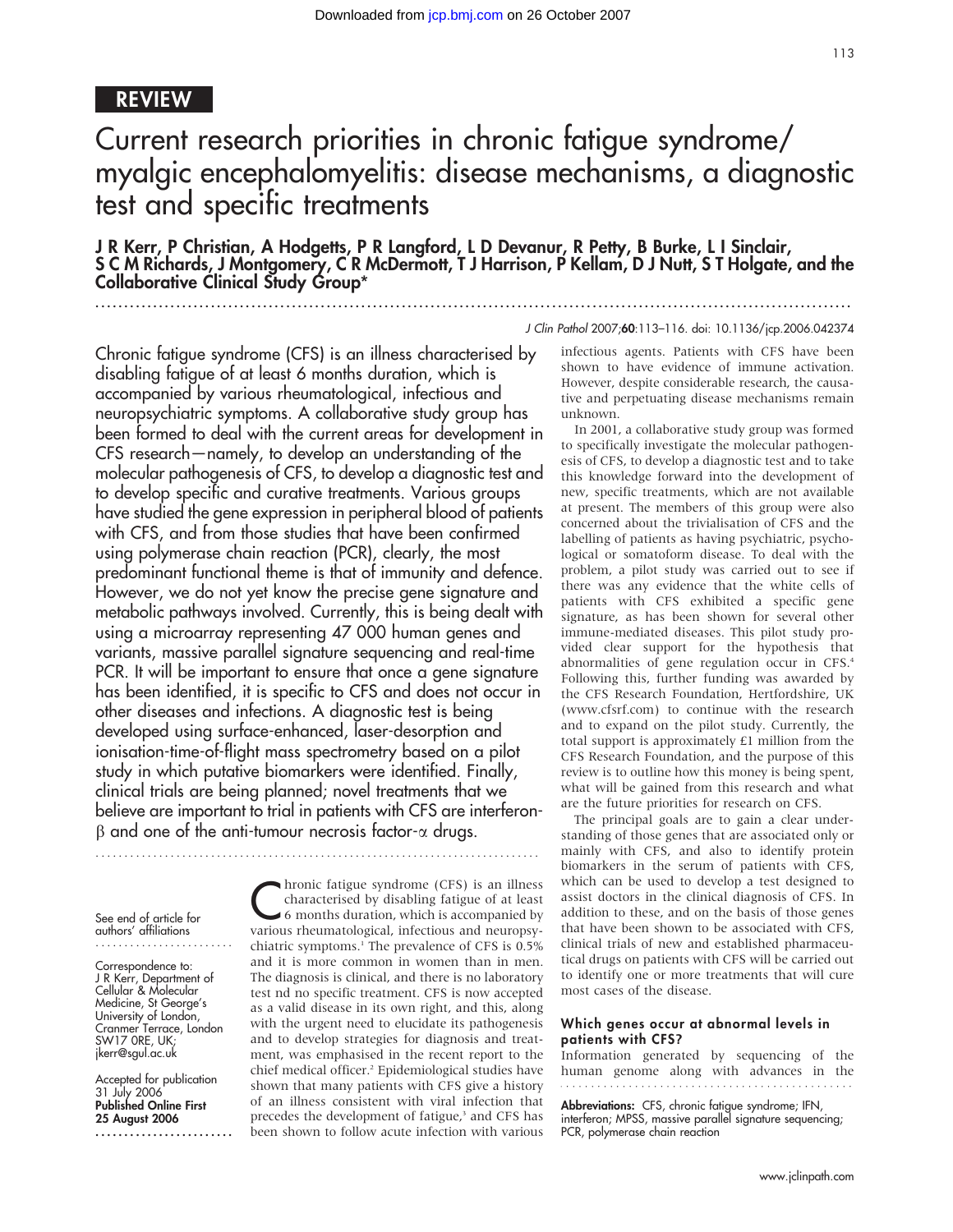# REVIEW

# Current research priorities in chronic fatigue syndrome/myalgic encephalomyelitis: disease mechanisms, a diagnostic test and specific treatments

**J R Kerr, P Christian, A Hodgetts, P R Langford, L D Devanur, R Petty, B Burke, L I Sinclair, S C M Richards, J Montgomery, C R McDermott, T J Harrison, P Kellam, D J Nutt, S T Holgate, and the Collaborative Clinical Study Group***

*J Clin Pathol* 2007;**60**:113–116. doi: 10.1136/jcp.2006.042374

Chronic fatigue syndrome (CFS) is an illness characterised by disabling fatigue of at least 6 months duration, which is accompanied by various rheumatological, infectious and neuropsychiatric symptoms. A collaborative study group has been formed to deal with the current areas for development in CFS research—namely, to develop an understanding of the molecular pathogenesis of CFS, to develop a diagnostic test and to develop specific and curative treatments. Various groups have studied the gene expression in peripheral blood of patients with CFS, and from those studies that have been confirmed using polymerase chain reaction (PCR), clearly, the most predominant functional theme is that of immunity and defence. However, we do not yet know the precise gene signature and metabolic pathways involved. Currently, this is being dealt with using a microarray representing 47 000 human genes and variants, massive parallel signature sequencing and real-time PCR. It will be important to ensure that once a gene signature has been identified, it is specific to CFS and does not occur in other diseases and infections. A diagnostic test is being developed using surface-enhanced, laser-desorption and ionisation-time-of-flight mass spectrometry based on a pilot study in which putative biomarkers were identified. Finally, clinical trials are being planned; novel treatments that we believe are important to trial in patients with CFS are interferon-$\beta$ and one of the anti-tumour necrosis factor-$\alpha$ drugs.

See end of article for authors' affiliations

Correspondence to: J R Kerr, Department of Cellular & Molecular Medicine, St George's University of London, Cranmer Terrace, London SW17 0RE, UK; jkerr@sgul.ac.uk

Accepted for publication 31 July 2006
**Published Online First 25 August 2006**

Chronic fatigue syndrome (CFS) is an illness characterised by disabling fatigue of at least 6 months duration, which is accompanied by various rheumatological, infectious and neuropsychiatric symptoms.[1] The prevalence of CFS is 0.5% and it is more common in women than in men. The diagnosis is clinical, and there is no laboratory test nd no specific treatment. CFS is now accepted as a valid disease in its own right, and this, along with the urgent need to elucidate its pathogenesis and to develop strategies for diagnosis and treatment, was emphasised in the recent report to the chief medical officer.[2] Epidemiological studies have shown that many patients with CFS give a history of an illness consistent with viral infection that precedes the development of fatigue,[3] and CFS has been shown to follow acute infection with various infectious agents. Patients with CFS have been shown to have evidence of immune activation. However, despite considerable research, the causative and perpetuating disease mechanisms remain unknown.

In 2001, a collaborative study group was formed to specifically investigate the molecular pathogenesis of CFS, to develop a diagnostic test and to take this knowledge forward into the development of new, specific treatments, which are not available at present. The members of this group were also concerned about the trivialisation of CFS and the labelling of patients as having psychiatric, psychological or somatoform disease. To deal with the problem, a pilot study was carried out to see if there was any evidence that the white cells of patients with CFS exhibited a specific gene signature, as has been shown for several other immune-mediated diseases. This pilot study provided clear support for the hypothesis that abnormalities of gene regulation occur in CFS.[4] Following this, further funding was awarded by the CFS Research Foundation, Hertfordshire, UK (www.cfsrf.com) to continue with the research and to expand on the pilot study. Currently, the total support is approximately £1 million from the CFS Research Foundation, and the purpose of this review is to outline how this money is being spent, what will be gained from this research and what are the future priorities for research on CFS.

The principal goals are to gain a clear understanding of those genes that are associated only or mainly with CFS, and also to identify protein biomarkers in the serum of patients with CFS, which can be used to develop a test designed to assist doctors in the clinical diagnosis of CFS. In addition to these, and on the basis of those genes that have been shown to be associated with CFS, clinical trials of new and established pharmaceutical drugs on patients with CFS will be carried out to identify one or more treatments that will cure most cases of the disease.

## Which genes occur at abnormal levels in patients with CFS?

Information generated by sequencing of the human genome along with advances in the

**Abbreviations:** CFS, chronic fatigue syndrome; IFN, interferon; MPSS, massive parallel signature sequencing; PCR, polymerase chain reaction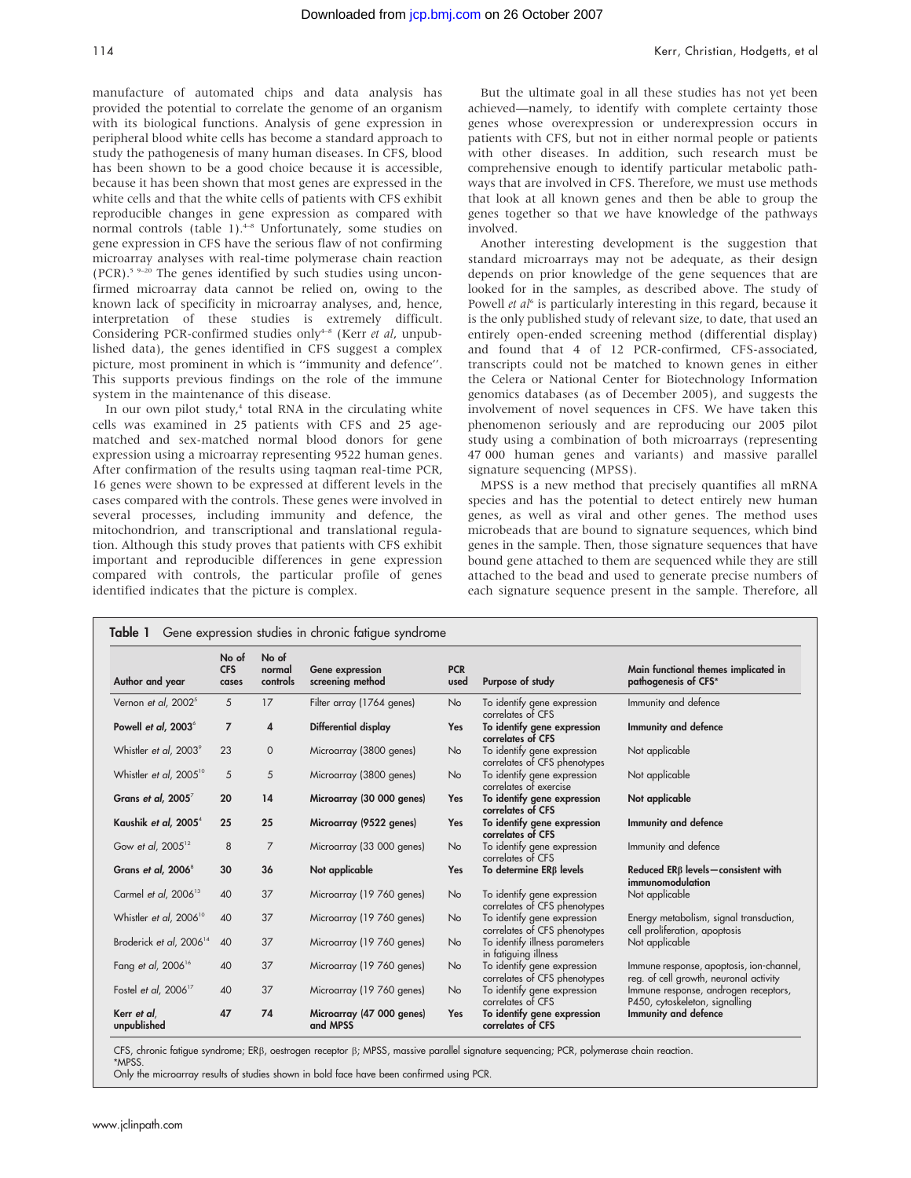manufacture of automated chips and data analysis has provided the potential to correlate the genome of an organism with its biological functions. Analysis of gene expression in peripheral blood white cells has become a standard approach to study the pathogenesis of many human diseases. In CFS, blood has been shown to be a good choice because it is accessible, because it has been shown that most genes are expressed in the white cells and that the white cells of patients with CFS exhibit reproducible changes in gene expression as compared with normal controls (table 1).[4–8] Unfortunately, some studies on gene expression in CFS have the serious flaw of not confirming microarray analyses with real-time polymerase chain reaction (PCR).[5 9–20] The genes identified by such studies using unconfirmed microarray data cannot be relied on, owing to the known lack of specificity in microarray analyses, and, hence, interpretation of these studies is extremely difficult. Considering PCR-confirmed studies only[4–8] (Kerr *et al*, unpublished data), the genes identified in CFS suggest a complex picture, most prominent in which is "immunity and defence". This supports previous findings on the role of the immune system in the maintenance of this disease.

In our own pilot study,[4] total RNA in the circulating white cells was examined in 25 patients with CFS and 25 age-matched and sex-matched normal blood donors for gene expression using a microarray representing 9522 human genes. After confirmation of the results using taqman real-time PCR, 16 genes were shown to be expressed at different levels in the cases compared with the controls. These genes were involved in several processes, including immunity and defence, the mitochondrion, and transcriptional and translational regulation. Although this study proves that patients with CFS exhibit important and reproducible differences in gene expression compared with controls, the particular profile of genes identified indicates that the picture is complex.

But the ultimate goal in all these studies has not yet been achieved—namely, to identify with complete certainty those genes whose overexpression or underexpression occurs in patients with CFS, but not in either normal people or patients with other diseases. In addition, such research must be comprehensive enough to identify particular metabolic pathways that are involved in CFS. Therefore, we must use methods that look at all known genes and then be able to group the genes together so that we have knowledge of the pathways involved.

Another interesting development is the suggestion that standard microarrays may not be adequate, as their design depends on prior knowledge of the gene sequences that are looked for in the samples, as described above. The study of Powell *et al*[6] is particularly interesting in this regard, because it is the only published study of relevant size, to date, that used an entirely open-ended screening method (differential display) and found that 4 of 12 PCR-confirmed, CFS-associated, transcripts could not be matched to known genes in either the Celera or National Center for Biotechnology Information genomics databases (as of December 2005), and suggests the involvement of novel sequences in CFS. We have taken this phenomenon seriously and are reproducing our 2005 pilot study using a combination of both microarrays (representing 47 000 human genes and variants) and massive parallel signature sequencing (MPSS).

MPSS is a new method that precisely quantifies all mRNA species and has the potential to detect entirely new human genes, as well as viral and other genes. The method uses microbeads that are bound to signature sequences, which bind genes in the sample. Then, those signature sequences that have bound gene attached to them are sequenced while they are still attached to the bead and used to generate precise numbers of each signature sequence present in the sample. Therefore, all

**Table 1** Gene expression studies in chronic fatigue syndrome

| Author and year | No of CFS cases | No of normal controls | Gene expression screening method | PCR used | Purpose of study | Main functional themes implicated in pathogenesis of CFS* |
|---|---|---|---|---|---|---|
| Vernon *et al*, 2002[5] | 5 | 17 | Filter array (1764 genes) | No | To identify gene expression correlates of CFS | Immunity and defence |
| **Powell *et al*, 2003[6]** | **7** | **4** | **Differential display** | **Yes** | **To identify gene expression correlates of CFS** | **Immunity and defence** |
| Whistler *et al*, 2003[9] | 23 | 0 | Microarray (3800 genes) | No | To identify gene expression correlates of CFS phenotypes | Not applicable |
| Whistler *et al*, 2005[10] | 5 | 5 | Microarray (3800 genes) | No | To identify gene expression correlates of exercise | Not applicable |
| **Grans *et al*, 2005[7]** | **20** | **14** | **Microarray (30 000 genes)** | **Yes** | **To identify gene expression correlates of CFS** | **Not applicable** |
| **Kaushik *et al*, 2005[4]** | **25** | **25** | **Microarray (9522 genes)** | **Yes** | **To identify gene expression correlates of CFS** | **Immunity and defence** |
| Gow *et al*, 2005[12] | 8 | 7 | Microarray (33 000 genes) | No | To identify gene expression correlates of CFS | Immunity and defence |
| **Grans *et al*, 2006[8]** | **30** | **36** | **Not applicable** | **Yes** | **To determine ERβ levels** | **Reduced ERβ levels—consistent with immunomodulation** |
| Carmel *et al*, 2006[13] | 40 | 37 | Microarray (19 760 genes) | No | To identify gene expression correlates of CFS phenotypes | Not applicable |
| Whistler *et al*, 2006[10] | 40 | 37 | Microarray (19 760 genes) | No | To identify gene expression correlates of CFS phenotypes | Energy metabolism, signal transduction, cell proliferation, apoptosis |
| Broderick *et al*, 2006[14] | 40 | 37 | Microarray (19 760 genes) | No | To identify illness parameters in fatiguing illness | Not applicable |
| Fang *et al*, 2006[16] | 40 | 37 | Microarray (19 760 genes) | No | To identify gene expression correlates of CFS phenotypes | Immune response, apoptosis, ion-channel, reg. of cell growth, neuronal activity |
| Fostel *et al*, 2006[17] | 40 | 37 | Microarray (19 760 genes) | No | To identify gene expression correlates of CFS | Immune response, androgen receptors, P450, cytoskeleton, signalling |
| **Kerr *et al*, unpublished** | **47** | **74** | **Microarray (47 000 genes) and MPSS** | **Yes** | **To identify gene expression correlates of CFS** | **Immunity and defence** |

CFS, chronic fatigue syndrome; ERβ, oestrogen receptor β; MPSS, massive parallel signature sequencing; PCR, polymerase chain reaction.
*MPSS.
Only the microarray results of studies shown in bold face have been confirmed using PCR.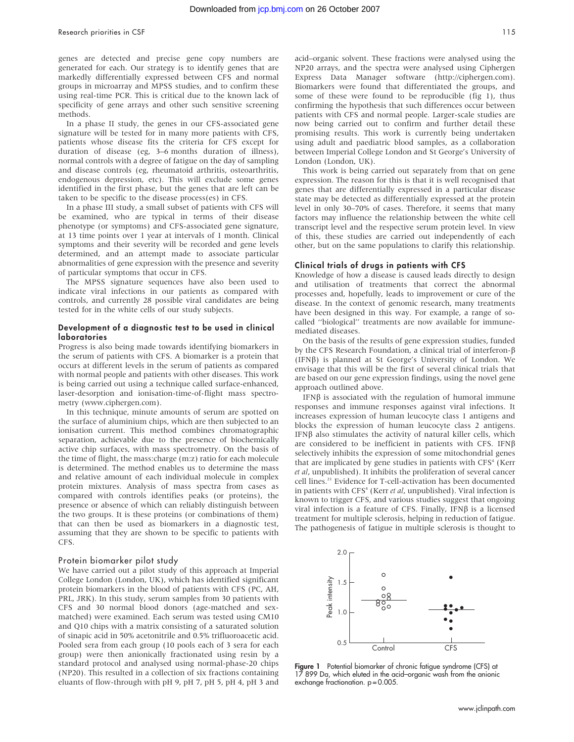genes are detected and precise gene copy numbers are generated for each. Our strategy is to identify genes that are markedly differentially expressed between CFS and normal groups in microarray and MPSS studies, and to confirm these using real-time PCR. This is critical due to the known lack of specificity of gene arrays and other such sensitive screening methods.

In a phase II study, the genes in our CFS-associated gene signature will be tested for in many more patients with CFS, patients whose disease fits the criteria for CFS except for duration of disease (eg, 3–6 months duration of illness), normal controls with a degree of fatigue on the day of sampling and disease controls (eg, rheumatoid arthritis, osteoarthritis, endogenous depression, etc). This will exclude some genes identified in the first phase, but the genes that are left can be taken to be specific to the disease process(es) in CFS.

In a phase III study, a small subset of patients with CFS will be examined, who are typical in terms of their disease phenotype (or symptoms) and CFS-associated gene signature, at 13 time points over 1 year at intervals of 1 month. Clinical symptoms and their severity will be recorded and gene levels determined, and an attempt made to associate particular abnormalities of gene expression with the presence and severity of particular symptoms that occur in CFS.

The MPSS signature sequences have also been used to indicate viral infections in our patients as compared with controls, and currently 28 possible viral candidates are being tested for in the white cells of our study subjects.

## Development of a diagnostic test to be used in clinical laboratories

Progress is also being made towards identifying biomarkers in the serum of patients with CFS. A biomarker is a protein that occurs at different levels in the serum of patients as compared with normal people and patients with other diseases. This work is being carried out using a technique called surface-enhanced, laser-desorption and ionisation-time-of-flight mass spectrometry (www.ciphergen.com).

In this technique, minute amounts of serum are spotted on the surface of aluminium chips, which are then subjected to an ionisation current. This method combines chromatographic separation, achievable due to the presence of biochemically active chip surfaces, with mass spectrometry. On the basis of the time of flight, the mass:charge (m:z) ratio for each molecule is determined. The method enables us to determine the mass and relative amount of each individual molecule in complex protein mixtures. Analysis of mass spectra from cases as compared with controls identifies peaks (or proteins), the presence or absence of which can reliably distinguish between the two groups. It is these proteins (or combinations of them) that can then be used as biomarkers in a diagnostic test, assuming that they are shown to be specific to patients with CFS.

### Protein biomarker pilot study

We have carried out a pilot study of this approach at Imperial College London (London, UK), which has identified significant protein biomarkers in the blood of patients with CFS (PC, AH, PRL, JRK). In this study, serum samples from 30 patients with CFS and 30 normal blood donors (age-matched and sex-matched) were examined. Each serum was tested using CM10 and Q10 chips with a matrix consisting of a saturated solution of sinapic acid in 50% acetonitrile and 0.5% trifluoroacetic acid. Pooled sera from each group (10 pools each of 3 sera for each group) were then anionically fractionated using resin by a standard protocol and analysed using normal-phase-20 chips (NP20). This resulted in a collection of six fractions containing eluants of flow-through with pH 9, pH 7, pH 5, pH 4, pH 3 and acid–organic solvent. These fractions were analysed using the NP20 arrays, and the spectra were analysed using Ciphergen Express Data Manager software (http://ciphergen.com). Biomarkers were found that differentiated the groups, and some of these were found to be reproducible (fig 1), thus confirming the hypothesis that such differences occur between patients with CFS and normal people. Larger-scale studies are now being carried out to confirm and further detail these promising results. This work is currently being undertaken using adult and paediatric blood samples, as a collaboration between Imperial College London and St George's University of London (London, UK).

This work is being carried out separately from that on gene expression. The reason for this is that it is well recognised that genes that are differentially expressed in a particular disease state may be detected as differentially expressed at the protein level in only 30–70% of cases. Therefore, it seems that many factors may influence the relationship between the white cell transcript level and the respective serum protein level. In view of this, these studies are carried out independently of each other, but on the same populations to clarify this relationship.

## Clinical trials of drugs in patients with CFS

Knowledge of how a disease is caused leads directly to design and utilisation of treatments that correct the abnormal processes and, hopefully, leads to improvement or cure of the disease. In the context of genomic research, many treatments have been designed in this way. For example, a range of so-called "biological" treatments are now available for immune-mediated diseases.

On the basis of the results of gene expression studies, funded by the CFS Research Foundation, a clinical trial of interferon-β (IFNβ) is planned at St George's University of London. We envisage that this will be the first of several clinical trials that are based on our gene expression findings, using the novel gene approach outlined above.

IFNβ is associated with the regulation of humoral immune responses and immune responses against viral infections. It increases expression of human leucocyte class 1 antigens and blocks the expression of human leucocyte class 2 antigens. IFNβ also stimulates the activity of natural killer cells, which are considered to be inefficient in patients with CFS. IFNβ selectively inhibits the expression of some mitochondrial genes that are implicated by gene studies in patients with CFS[4] (Kerr *et al*, unpublished). It inhibits the proliferation of several cancer cell lines.[21] Evidence for T-cell-activation has been documented in patients with CFS[4] (Kerr *et al*, unpublished). Viral infection is known to trigger CFS, and various studies suggest that ongoing viral infection is a feature of CFS. Finally, IFNβ is a licensed treatment for multiple sclerosis, helping in reduction of fatigue. The pathogenesis of fatigue in multiple sclerosis is thought to

**Figure 1** Potential biomarker of chronic fatigue syndrome (CFS) at 17 899 Da, which eluted in the acid–organic wash from the anionic exchange fractionation. $p = 0.005$.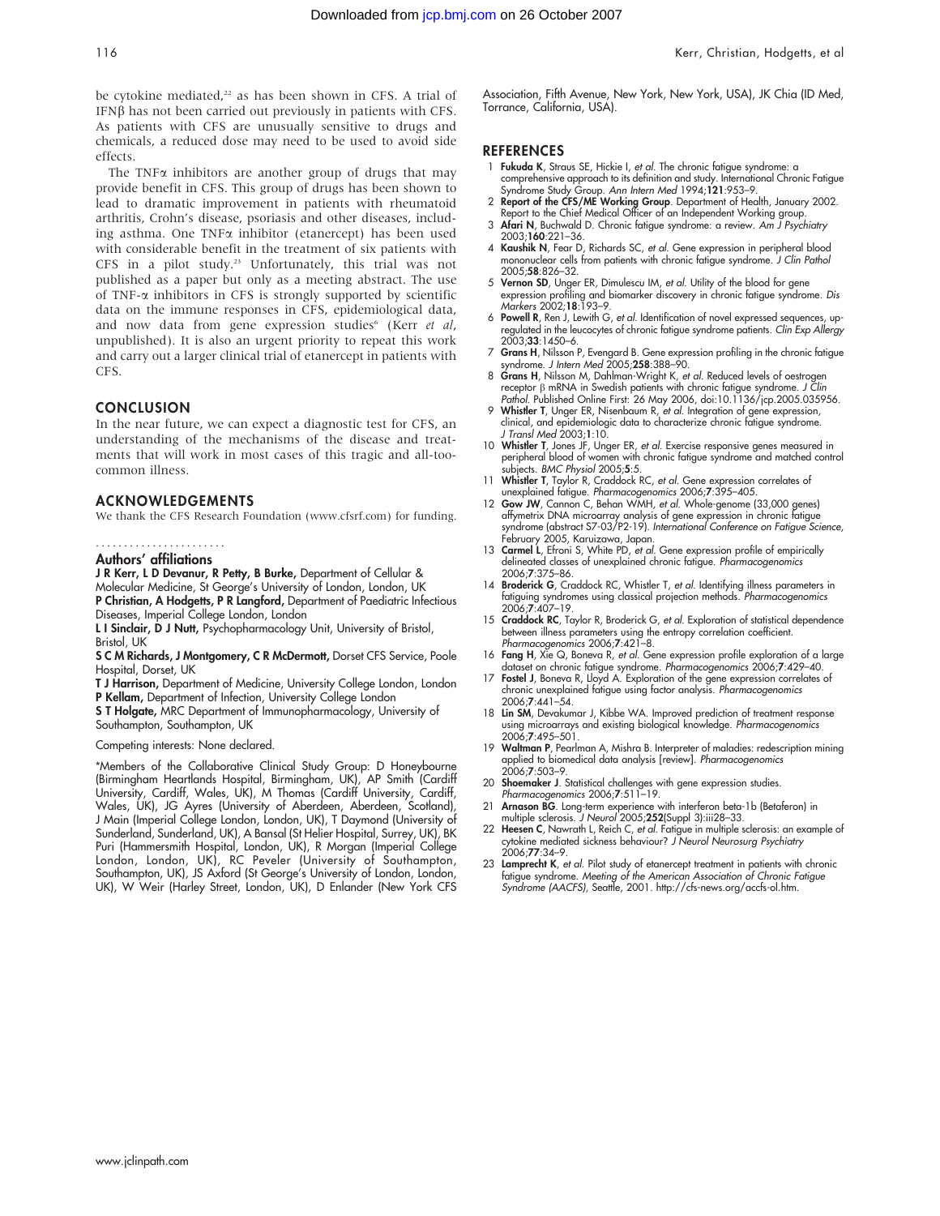be cytokine mediated,[22] as has been shown in CFS. A trial of IFNβ has not been carried out previously in patients with CFS. As patients with CFS are unusually sensitive to drugs and chemicals, a reduced dose may need to be used to avoid side effects.

The TNFα inhibitors are another group of drugs that may provide benefit in CFS. This group of drugs has been shown to lead to dramatic improvement in patients with rheumatoid arthritis, Crohn's disease, psoriasis and other diseases, including asthma. One TNFα inhibitor (etanercept) has been used with considerable benefit in the treatment of six patients with CFS in a pilot study.[23] Unfortunately, this trial was not published as a paper but only as a meeting abstract. The use of TNF-α inhibitors in CFS is strongly supported by scientific data on the immune responses in CFS, epidemiological data, and now data from gene expression studies[6] (Kerr *et al*, unpublished). It is also an urgent priority to repeat this work and carry out a larger clinical trial of etanercept in patients with CFS.

## CONCLUSION

In the near future, we can expect a diagnostic test for CFS, an understanding of the mechanisms of the disease and treatments that will work in most cases of this tragic and all-too-common illness.

## ACKNOWLEDGEMENTS

We thank the CFS Research Foundation (www.cfsrf.com) for funding.

### Authors' affiliations

**J R Kerr, L D Devanur, R Petty, B Burke,** Department of Cellular & Molecular Medicine, St George's University of London, London, UK
**P Christian, A Hodgetts, P R Langford,** Department of Paediatric Infectious Diseases, Imperial College London, London
**L I Sinclair, D J Nutt,** Psychopharmacology Unit, University of Bristol, Bristol, UK
**S C M Richards, J Montgomery, C R McDermott,** Dorset CFS Service, Poole Hospital, Dorset, UK
**T J Harrison,** Department of Medicine, University College London, London
**P Kellam,** Department of Infection, University College London
**S T Holgate,** MRC Department of Immunopharmacology, University of Southampton, Southampton, UK

Competing interests: None declared.

*Members of the Collaborative Clinical Study Group: D Honeybourne (Birmingham Heartlands Hospital, Birmingham, UK), AP Smith (Cardiff University, Cardiff, Wales, UK), M Thomas (Cardiff University, Cardiff, Wales, UK), JG Ayres (University of Aberdeen, Aberdeen, Scotland), J Main (Imperial College London, London, UK), T Daymond (University of Sunderland, Sunderland, UK), A Bansal (St Helier Hospital, Surrey, UK), BK Puri (Hammersmith Hospital, London, UK), R Morgan (Imperial College London, London, UK), RC Peveler (University of Southampton, Southampton, UK), JS Axford (St George's University of London, London, UK), W Weir (Harley Street, London, UK), D Enlander (New York CFS Association, Fifth Avenue, New York, New York, USA), JK Chia (ID Med, Torrance, California, USA).

## REFERENCES

1. **Fukuda K**, Straus SE, Hickie I, *et al*. The chronic fatigue syndrome: a comprehensive approach to its definition and study. International Chronic Fatigue Syndrome Study Group. *Ann Intern Med* 1994;**121**:953–9.
2. **Report of the CFS/ME Working Group**. Department of Health, January 2002. Report to the Chief Medical Officer of an Independent Working group.
3. **Afari N**, Buchwald D. Chronic fatigue syndrome: a review. *Am J Psychiatry* 2003;**160**:221–36.
4. **Kaushik N**, Fear D, Richards SC, *et al*. Gene expression in peripheral blood mononuclear cells from patients with chronic fatigue syndrome. *J Clin Pathol* 2005;**58**:826–32.
5. **Vernon SD**, Unger ER, Dimulescu IM, *et al*. Utility of the blood for gene expression profiling and biomarker discovery in chronic fatigue syndrome. *Dis Markers* 2002;**18**:193–9.
6. **Powell R**, Ren J, Lewith G, *et al*. Identification of novel expressed sequences, up-regulated in the leucocytes of chronic fatigue syndrome patients. *Clin Exp Allergy* 2003;**33**:1450–6.
7. **Grans H**, Nilsson P, Evengard B. Gene expression profiling in the chronic fatigue syndrome. *J Intern Med* 2005;**258**:388–90.
8. **Grans H**, Nilsson M, Dahlman-Wright K, *et al*. Reduced levels of oestrogen receptor β mRNA in Swedish patients with chronic fatigue syndrome. *J Clin Pathol*. Published Online First: 26 May 2006, doi:10.1136/jcp.2005.035956.
9. **Whistler T**, Unger ER, Nisenbaum R, *et al*. Integration of gene expression, clinical, and epidemiologic data to characterize chronic fatigue syndrome. *J Transl Med* 2003;**1**:10.
10. **Whistler T**, Jones JF, Unger ER, *et al*. Exercise responsive genes measured in peripheral blood of women with chronic fatigue syndrome and matched control subjects. *BMC Physiol* 2005;**5**:5.
11. **Whistler T**, Taylor R, Craddock RC, *et al*. Gene expression correlates of unexplained fatigue. *Pharmacogenomics* 2006;**7**:395–405.
12. **Gow JW**, Cannon C, Behan WMH, *et al*. Whole-genome (33,000 genes) affymetrix DNA microarray analysis of gene expression in chronic fatigue syndrome (abstract S7-03/P2-19). *International Conference on Fatigue Science*, February 2005, Karuizawa, Japan.
13. **Carmel L**, Efroni S, White PD, *et al*. Gene expression profile of empirically delineated classes of unexplained chronic fatigue. *Pharmacogenomics* 2006;**7**:375–86.
14. **Broderick G**, Craddock RC, Whistler T, *et al*. Identifying illness parameters in fatiguing syndromes using classical projection methods. *Pharmacogenomics* 2006;**7**:407–19.
15. **Craddock RC**, Taylor R, Broderick G, *et al*. Exploration of statistical dependence between illness parameters using the entropy correlation coefficient. *Pharmacogenomics* 2006;**7**:421–8.
16. **Fang H**, Xie Q, Boneva R, *et al*. Gene expression profile exploration of a large dataset on chronic fatigue syndrome. *Pharmacogenomics* 2006;**7**:429–40.
17. **Fostel J**, Boneva R, Lloyd A. Exploration of the gene expression correlates of chronic unexplained fatigue using factor analysis. *Pharmacogenomics* 2006;**7**:441–54.
18. **Lin SM**, Devakumar J, Kibbe WA. Improved prediction of treatment response using microarrays and existing biological knowledge. *Pharmacogenomics* 2006;**7**:495–501.
19. **Waltman P**, Pearlman A, Mishra B. Interpreter of maladies: redescription mining applied to biomedical data analysis [review]. *Pharmacogenomics* 2006;**7**:503–9.
20. **Shoemaker J**. Statistical challenges with gene expression studies. *Pharmacogenomics* 2006;**7**:511–19.
21. **Arnason BG**. Long-term experience with interferon beta-1b (Betaferon) in multiple sclerosis. *J Neurol* 2005;**252**(Suppl 3):iii28–33.
22. **Heesen C**, Nawrath L, Reich C, *et al*. Fatigue in multiple sclerosis: an example of cytokine mediated sickness behaviour? *J Neurol Neurosurg Psychiatry* 2006;**77**:34–9.
23. **Lamprecht K**, *et al*. Pilot study of etanercept treatment in patients with chronic fatigue syndrome. *Meeting of the American Association of Chronic Fatigue Syndrome (AACFS)*, Seattle, 2001. http://cfs-news.org/accfs-ol.htm.